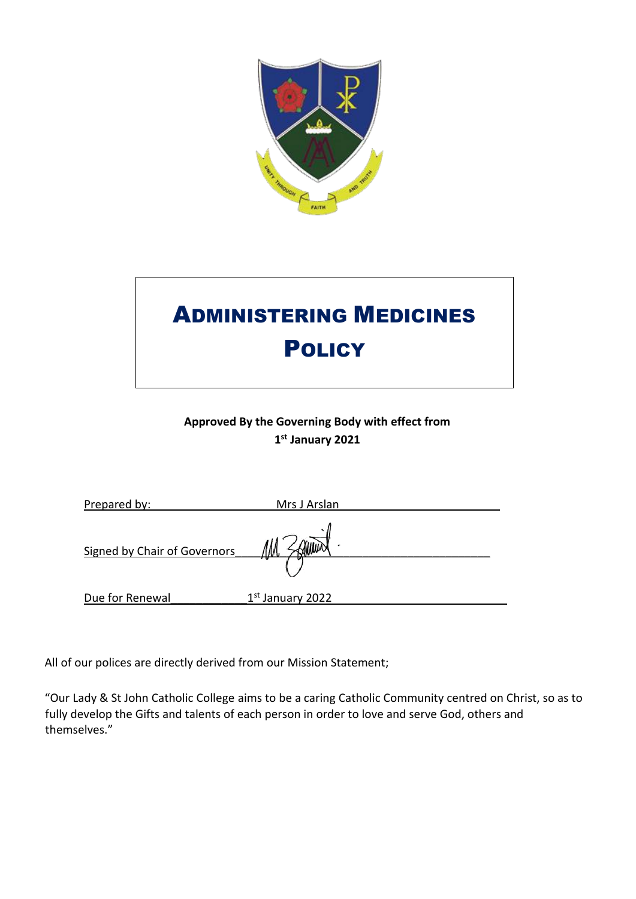# Administering Medicines Policy

**Approved By the Governing Body with effect from 1st January 2021**

Prepared by: Mrs J Arslan

Signed by Chair of Governors

Due for Renewal 1st January 2022

All of our polices are directly derived from our Mission Statement;

"Our Lady & St John Catholic College aims to be a caring Catholic Community centred on Christ, so as to fully develop the Gifts and talents of each person in order to love and serve God, others and themselves."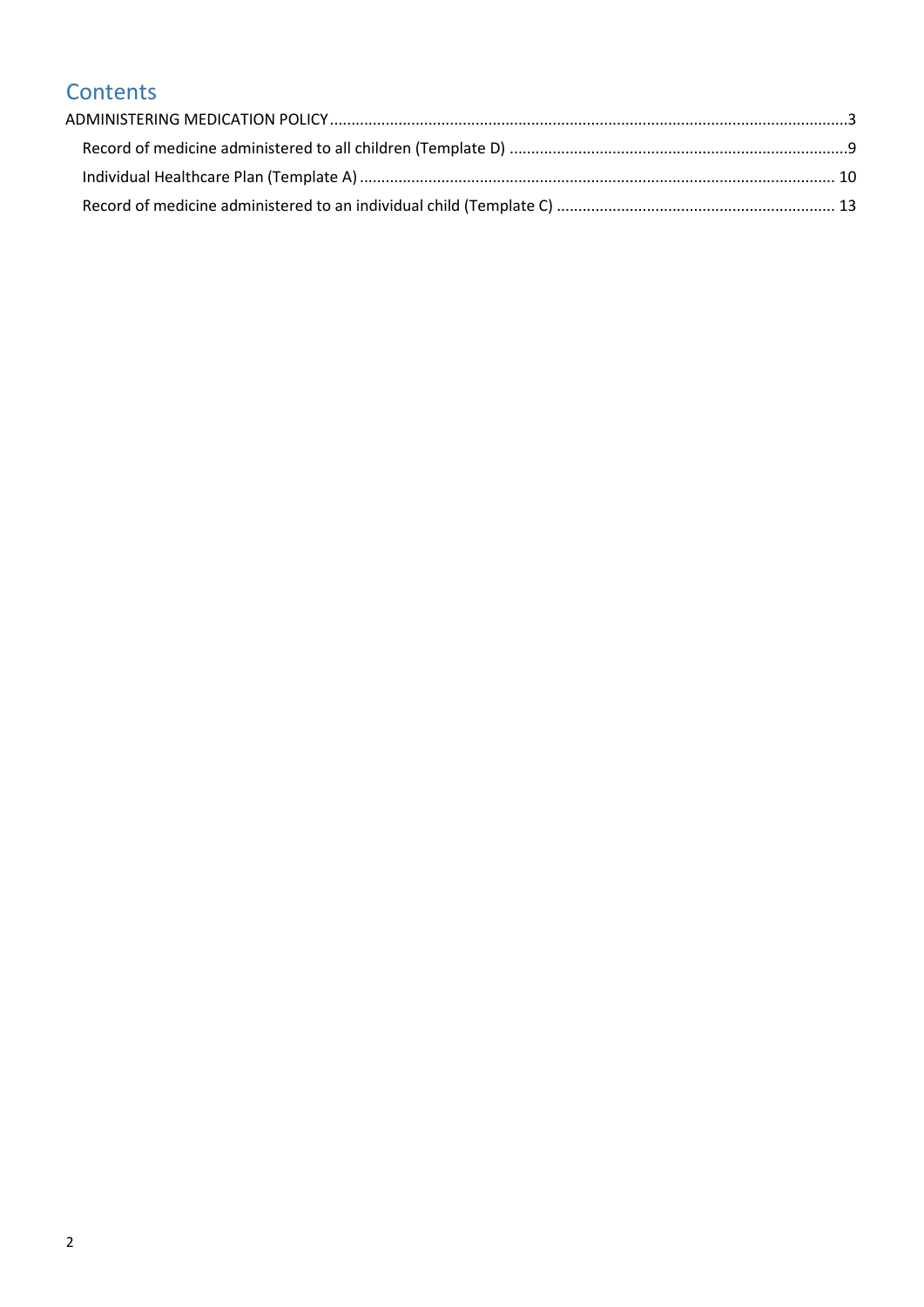# Contents

ADMINISTERING MEDICATION POLICY ....... 3

- Record of medicine administered to all children (Template D) ....... 9
- Individual Healthcare Plan (Template A) ....... 10
- Record of medicine administered to an individual child (Template C) ....... 13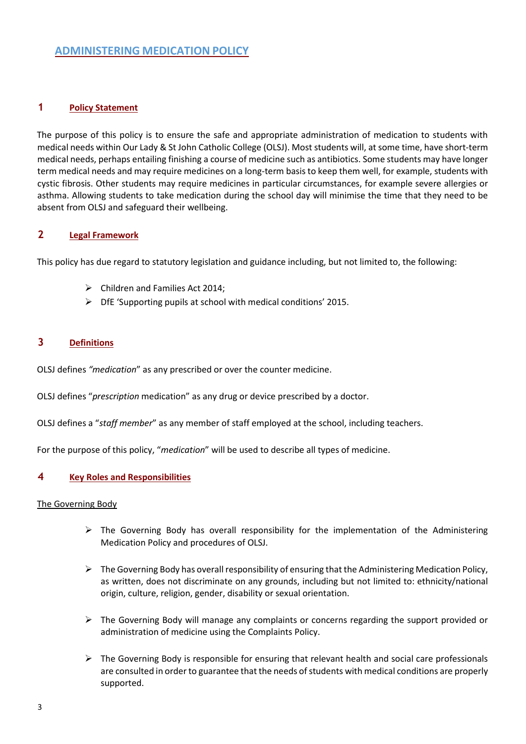# ADMINISTERING MEDICATION POLICY

## 1 Policy Statement

The purpose of this policy is to ensure the safe and appropriate administration of medication to students with medical needs within Our Lady & St John Catholic College (OLSJ). Most students will, at some time, have short-term medical needs, perhaps entailing finishing a course of medicine such as antibiotics. Some students may have longer term medical needs and may require medicines on a long-term basis to keep them well, for example, students with cystic fibrosis. Other students may require medicines in particular circumstances, for example severe allergies or asthma. Allowing students to take medication during the school day will minimise the time that they need to be absent from OLSJ and safeguard their wellbeing.

## 2 Legal Framework

This policy has due regard to statutory legislation and guidance including, but not limited to, the following:

- Children and Families Act 2014;
- DfE 'Supporting pupils at school with medical conditions' 2015.

## 3 Definitions

OLSJ defines *"medication"* as any prescribed or over the counter medicine.

OLSJ defines "*prescription* medication" as any drug or device prescribed by a doctor.

OLSJ defines a "*staff member*" as any member of staff employed at the school, including teachers.

For the purpose of this policy, "*medication*" will be used to describe all types of medicine.

## 4 Key Roles and Responsibilities

### The Governing Body

- The Governing Body has overall responsibility for the implementation of the Administering Medication Policy and procedures of OLSJ.
- The Governing Body has overall responsibility of ensuring that the Administering Medication Policy, as written, does not discriminate on any grounds, including but not limited to: ethnicity/national origin, culture, religion, gender, disability or sexual orientation.
- The Governing Body will manage any complaints or concerns regarding the support provided or administration of medicine using the Complaints Policy.
- The Governing Body is responsible for ensuring that relevant health and social care professionals are consulted in order to guarantee that the needs of students with medical conditions are properly supported.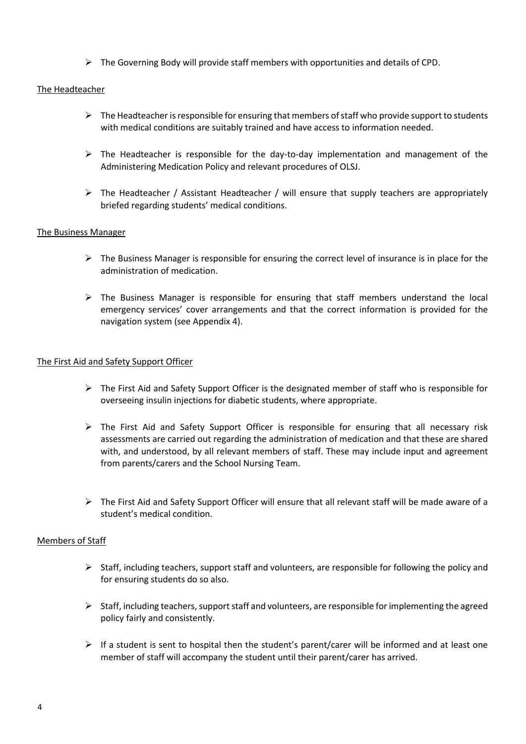- The Governing Body will provide staff members with opportunities and details of CPD.

The Headteacher

- The Headteacher is responsible for ensuring that members of staff who provide support to students with medical conditions are suitably trained and have access to information needed.
- The Headteacher is responsible for the day-to-day implementation and management of the Administering Medication Policy and relevant procedures of OLSJ.
- The Headteacher / Assistant Headteacher / will ensure that supply teachers are appropriately briefed regarding students' medical conditions.

The Business Manager

- The Business Manager is responsible for ensuring the correct level of insurance is in place for the administration of medication.
- The Business Manager is responsible for ensuring that staff members understand the local emergency services' cover arrangements and that the correct information is provided for the navigation system (see Appendix 4).

The First Aid and Safety Support Officer

- The First Aid and Safety Support Officer is the designated member of staff who is responsible for overseeing insulin injections for diabetic students, where appropriate.
- The First Aid and Safety Support Officer is responsible for ensuring that all necessary risk assessments are carried out regarding the administration of medication and that these are shared with, and understood, by all relevant members of staff. These may include input and agreement from parents/carers and the School Nursing Team.
- The First Aid and Safety Support Officer will ensure that all relevant staff will be made aware of a student's medical condition.

Members of Staff

- Staff, including teachers, support staff and volunteers, are responsible for following the policy and for ensuring students do so also.
- Staff, including teachers, support staff and volunteers, are responsible for implementing the agreed policy fairly and consistently.
- If a student is sent to hospital then the student's parent/carer will be informed and at least one member of staff will accompany the student until their parent/carer has arrived.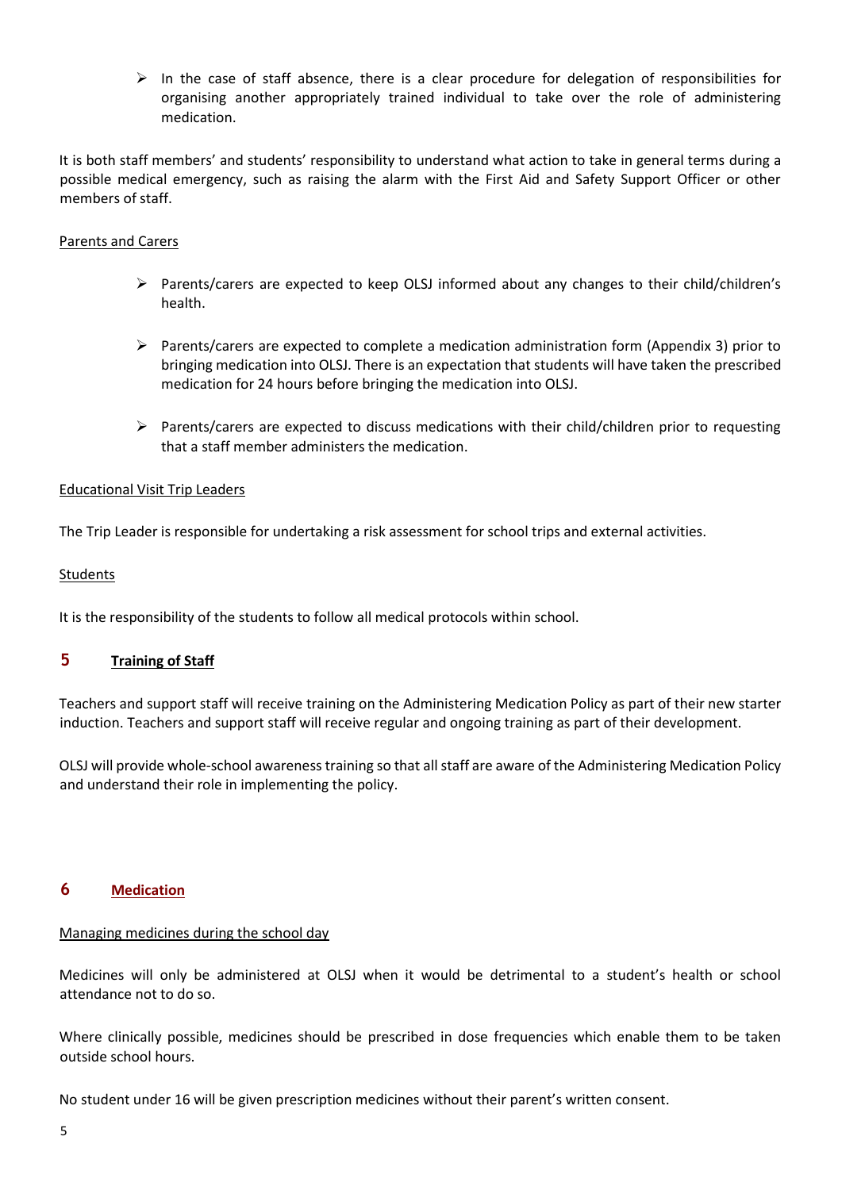- In the case of staff absence, there is a clear procedure for delegation of responsibilities for organising another appropriately trained individual to take over the role of administering medication.

It is both staff members' and students' responsibility to understand what action to take in general terms during a possible medical emergency, such as raising the alarm with the First Aid and Safety Support Officer or other members of staff.

Parents and Carers

- Parents/carers are expected to keep OLSJ informed about any changes to their child/children's health.

- Parents/carers are expected to complete a medication administration form (Appendix 3) prior to bringing medication into OLSJ. There is an expectation that students will have taken the prescribed medication for 24 hours before bringing the medication into OLSJ.

- Parents/carers are expected to discuss medications with their child/children prior to requesting that a staff member administers the medication.

Educational Visit Trip Leaders

The Trip Leader is responsible for undertaking a risk assessment for school trips and external activities.

Students

It is the responsibility of the students to follow all medical protocols within school.

## 5 Training of Staff

Teachers and support staff will receive training on the Administering Medication Policy as part of their new starter induction. Teachers and support staff will receive regular and ongoing training as part of their development.

OLSJ will provide whole-school awareness training so that all staff are aware of the Administering Medication Policy and understand their role in implementing the policy.

## 6 Medication

Managing medicines during the school day

Medicines will only be administered at OLSJ when it would be detrimental to a student's health or school attendance not to do so.

Where clinically possible, medicines should be prescribed in dose frequencies which enable them to be taken outside school hours.

No student under 16 will be given prescription medicines without their parent's written consent.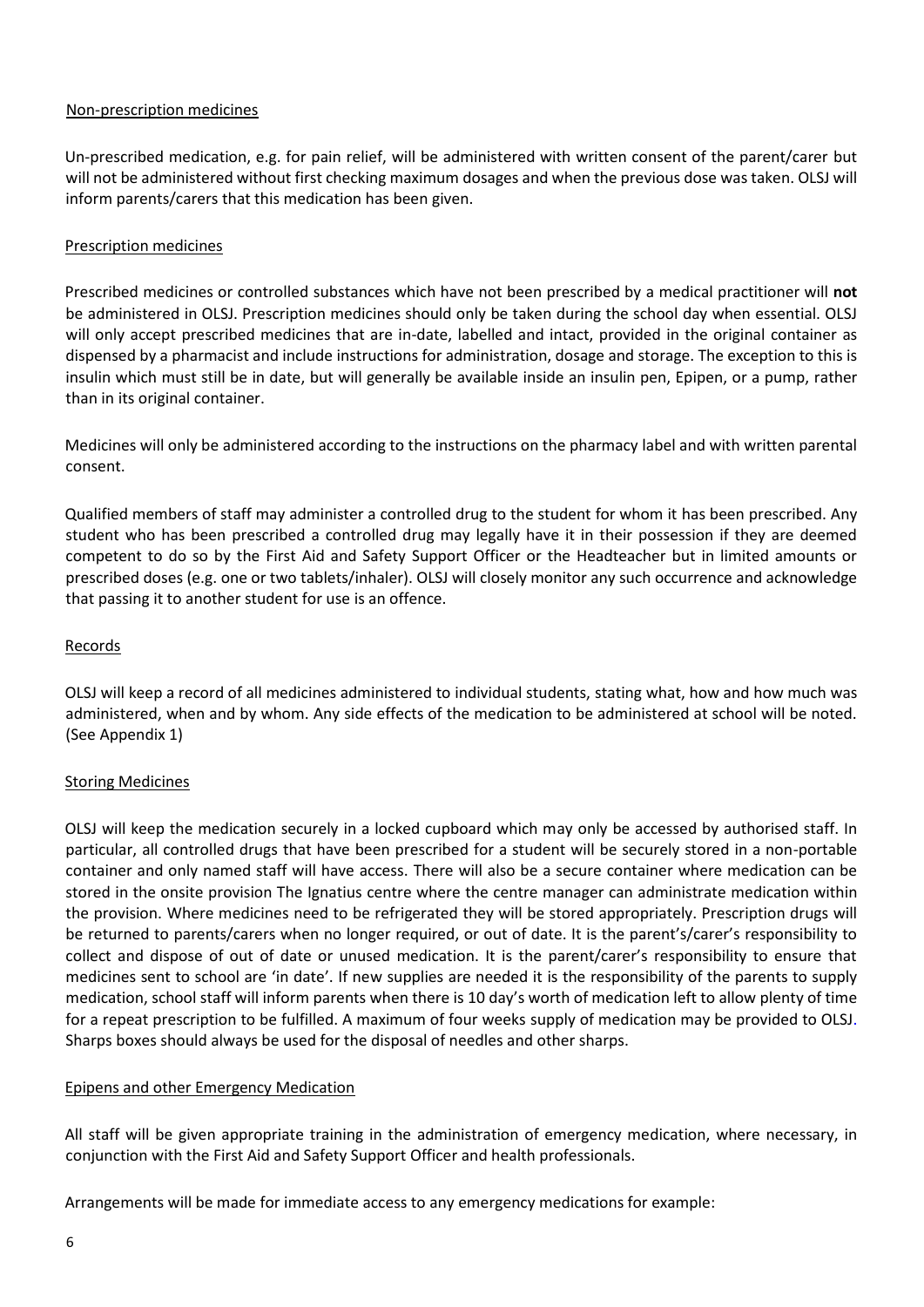## Non-prescription medicines

Un-prescribed medication, e.g. for pain relief, will be administered with written consent of the parent/carer but will not be administered without first checking maximum dosages and when the previous dose was taken. OLSJ will inform parents/carers that this medication has been given.

## Prescription medicines

Prescribed medicines or controlled substances which have not been prescribed by a medical practitioner will **not** be administered in OLSJ. Prescription medicines should only be taken during the school day when essential. OLSJ will only accept prescribed medicines that are in-date, labelled and intact, provided in the original container as dispensed by a pharmacist and include instructions for administration, dosage and storage. The exception to this is insulin which must still be in date, but will generally be available inside an insulin pen, Epipen, or a pump, rather than in its original container.

Medicines will only be administered according to the instructions on the pharmacy label and with written parental consent.

Qualified members of staff may administer a controlled drug to the student for whom it has been prescribed. Any student who has been prescribed a controlled drug may legally have it in their possession if they are deemed competent to do so by the First Aid and Safety Support Officer or the Headteacher but in limited amounts or prescribed doses (e.g. one or two tablets/inhaler). OLSJ will closely monitor any such occurrence and acknowledge that passing it to another student for use is an offence.

## Records

OLSJ will keep a record of all medicines administered to individual students, stating what, how and how much was administered, when and by whom. Any side effects of the medication to be administered at school will be noted. (See Appendix 1)

## Storing Medicines

OLSJ will keep the medication securely in a locked cupboard which may only be accessed by authorised staff. In particular, all controlled drugs that have been prescribed for a student will be securely stored in a non-portable container and only named staff will have access. There will also be a secure container where medication can be stored in the onsite provision The Ignatius centre where the centre manager can administrate medication within the provision. Where medicines need to be refrigerated they will be stored appropriately. Prescription drugs will be returned to parents/carers when no longer required, or out of date. It is the parent's/carer's responsibility to collect and dispose of out of date or unused medication. It is the parent/carer's responsibility to ensure that medicines sent to school are 'in date'. If new supplies are needed it is the responsibility of the parents to supply medication, school staff will inform parents when there is 10 day's worth of medication left to allow plenty of time for a repeat prescription to be fulfilled. A maximum of four weeks supply of medication may be provided to OLSJ. Sharps boxes should always be used for the disposal of needles and other sharps.

## Epipens and other Emergency Medication

All staff will be given appropriate training in the administration of emergency medication, where necessary, in conjunction with the First Aid and Safety Support Officer and health professionals.

Arrangements will be made for immediate access to any emergency medications for example: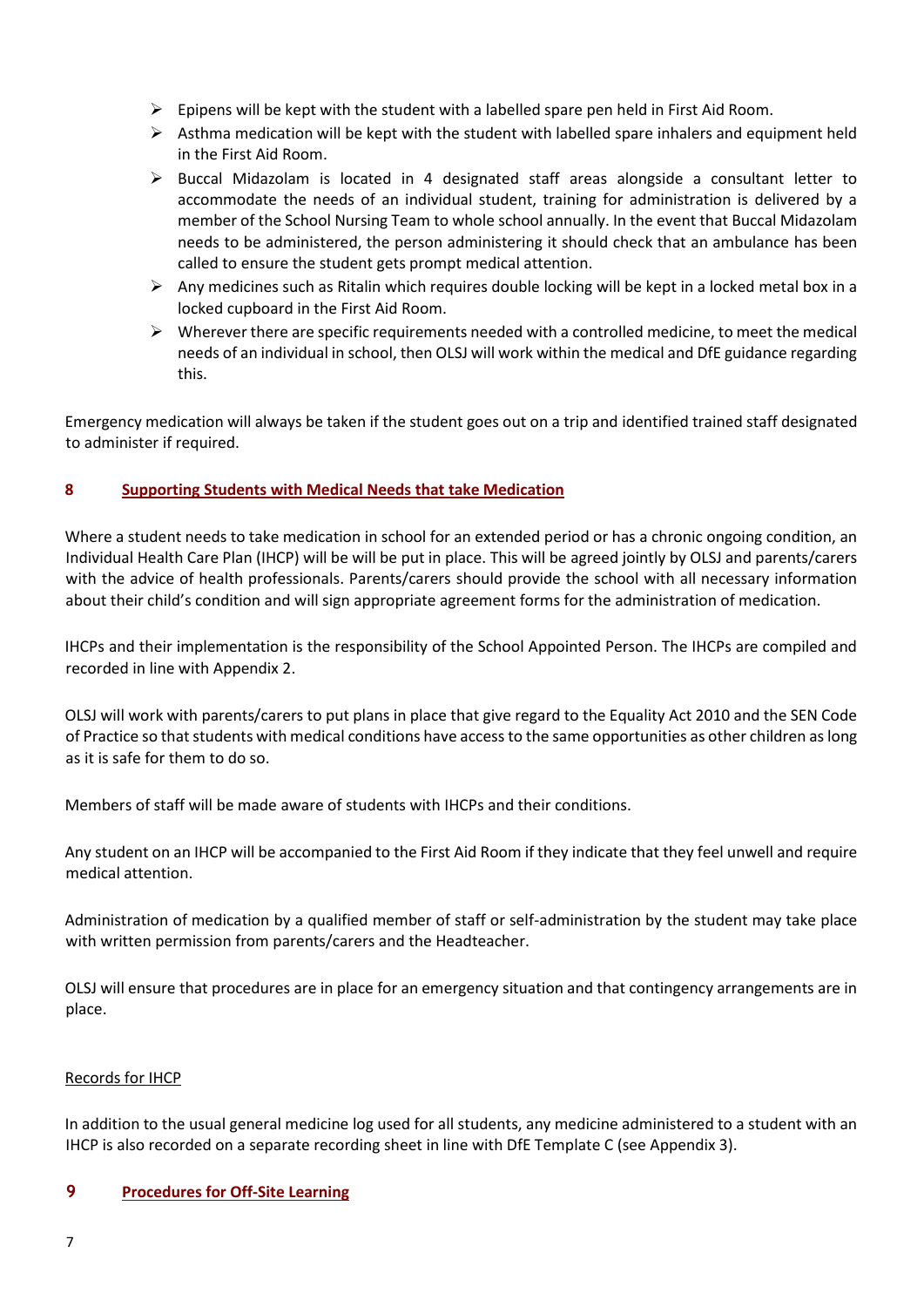- Epipens will be kept with the student with a labelled spare pen held in First Aid Room.
- Asthma medication will be kept with the student with labelled spare inhalers and equipment held in the First Aid Room.
- Buccal Midazolam is located in 4 designated staff areas alongside a consultant letter to accommodate the needs of an individual student, training for administration is delivered by a member of the School Nursing Team to whole school annually. In the event that Buccal Midazolam needs to be administered, the person administering it should check that an ambulance has been called to ensure the student gets prompt medical attention.
- Any medicines such as Ritalin which requires double locking will be kept in a locked metal box in a locked cupboard in the First Aid Room.
- Wherever there are specific requirements needed with a controlled medicine, to meet the medical needs of an individual in school, then OLSJ will work within the medical and DfE guidance regarding this.

Emergency medication will always be taken if the student goes out on a trip and identified trained staff designated to administer if required.

## 8 Supporting Students with Medical Needs that take Medication

Where a student needs to take medication in school for an extended period or has a chronic ongoing condition, an Individual Health Care Plan (IHCP) will be will be put in place. This will be agreed jointly by OLSJ and parents/carers with the advice of health professionals. Parents/carers should provide the school with all necessary information about their child's condition and will sign appropriate agreement forms for the administration of medication.

IHCPs and their implementation is the responsibility of the School Appointed Person. The IHCPs are compiled and recorded in line with Appendix 2.

OLSJ will work with parents/carers to put plans in place that give regard to the Equality Act 2010 and the SEN Code of Practice so that students with medical conditions have access to the same opportunities as other children as long as it is safe for them to do so.

Members of staff will be made aware of students with IHCPs and their conditions.

Any student on an IHCP will be accompanied to the First Aid Room if they indicate that they feel unwell and require medical attention.

Administration of medication by a qualified member of staff or self-administration by the student may take place with written permission from parents/carers and the Headteacher.

OLSJ will ensure that procedures are in place for an emergency situation and that contingency arrangements are in place.

Records for IHCP

In addition to the usual general medicine log used for all students, any medicine administered to a student with an IHCP is also recorded on a separate recording sheet in line with DfE Template C (see Appendix 3).

## 9 Procedures for Off-Site Learning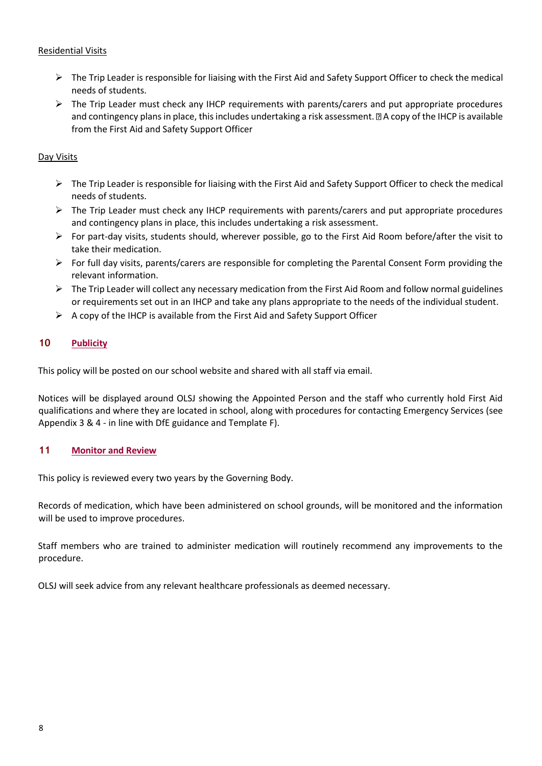Residential Visits

- The Trip Leader is responsible for liaising with the First Aid and Safety Support Officer to check the medical needs of students.
- The Trip Leader must check any IHCP requirements with parents/carers and put appropriate procedures and contingency plans in place, this includes undertaking a risk assessment. A copy of the IHCP is available from the First Aid and Safety Support Officer

Day Visits

- The Trip Leader is responsible for liaising with the First Aid and Safety Support Officer to check the medical needs of students.
- The Trip Leader must check any IHCP requirements with parents/carers and put appropriate procedures and contingency plans in place, this includes undertaking a risk assessment.
- For part-day visits, students should, wherever possible, go to the First Aid Room before/after the visit to take their medication.
- For full day visits, parents/carers are responsible for completing the Parental Consent Form providing the relevant information.
- The Trip Leader will collect any necessary medication from the First Aid Room and follow normal guidelines or requirements set out in an IHCP and take any plans appropriate to the needs of the individual student.
- A copy of the IHCP is available from the First Aid and Safety Support Officer

## 10 Publicity

This policy will be posted on our school website and shared with all staff via email.

Notices will be displayed around OLSJ showing the Appointed Person and the staff who currently hold First Aid qualifications and where they are located in school, along with procedures for contacting Emergency Services (see Appendix 3 & 4 - in line with DfE guidance and Template F).

## 11 Monitor and Review

This policy is reviewed every two years by the Governing Body.

Records of medication, which have been administered on school grounds, will be monitored and the information will be used to improve procedures.

Staff members who are trained to administer medication will routinely recommend any improvements to the procedure.

OLSJ will seek advice from any relevant healthcare professionals as deemed necessary.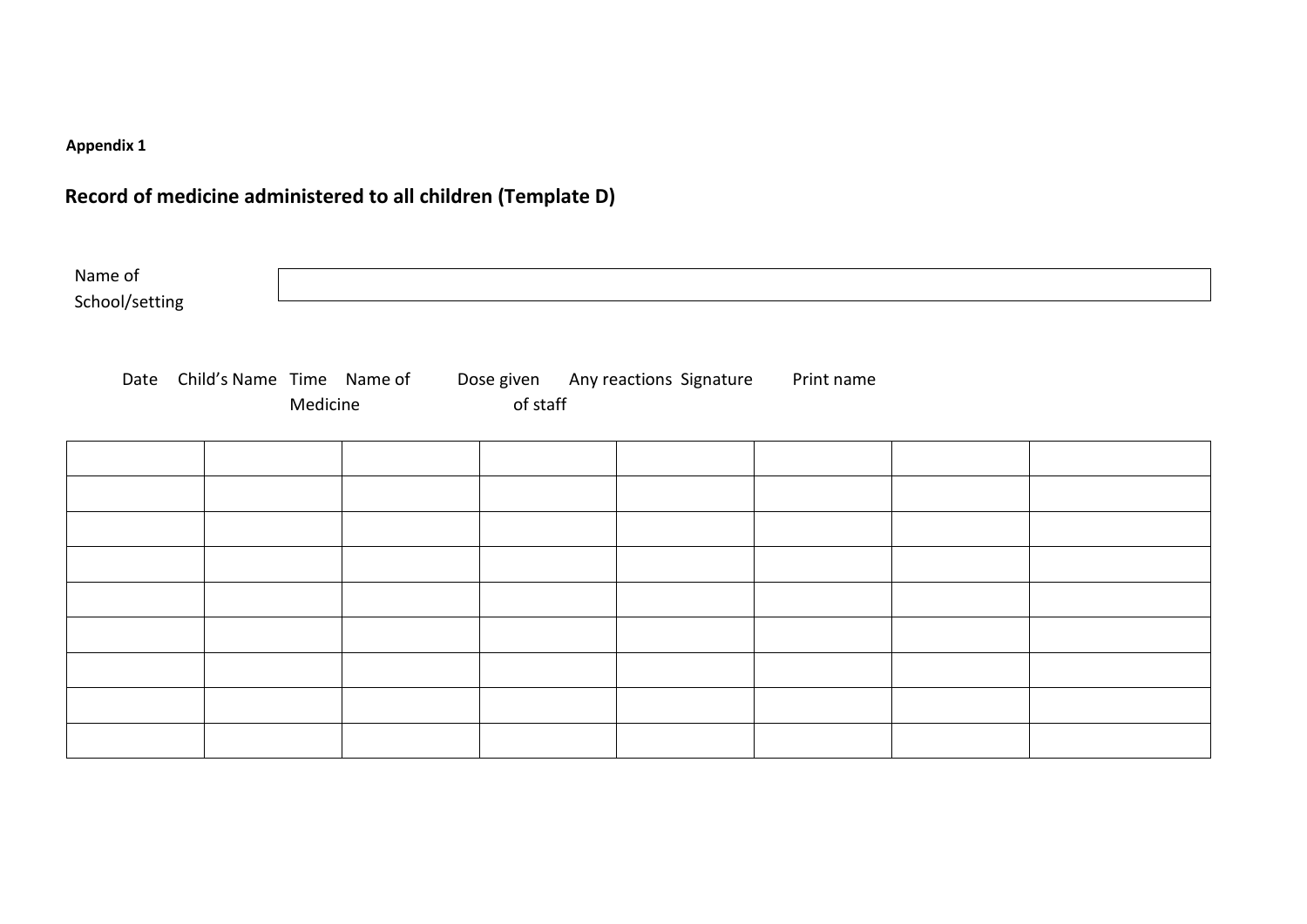**Appendix 1**

## Record of medicine administered to all children (Template D)

| Name of School/setting | |
|---|---|

| Date | Child's Name | Time | Name of Medicine | Dose given | Any reactions | Signature of staff | Print name |
|---|---|---|---|---|---|---|---|
| | | | | | | | |
| | | | | | | | |
| | | | | | | | |
| | | | | | | | |
| | | | | | | | |
| | | | | | | | |
| | | | | | | | |
| | | | | | | | |
| | | | | | | | |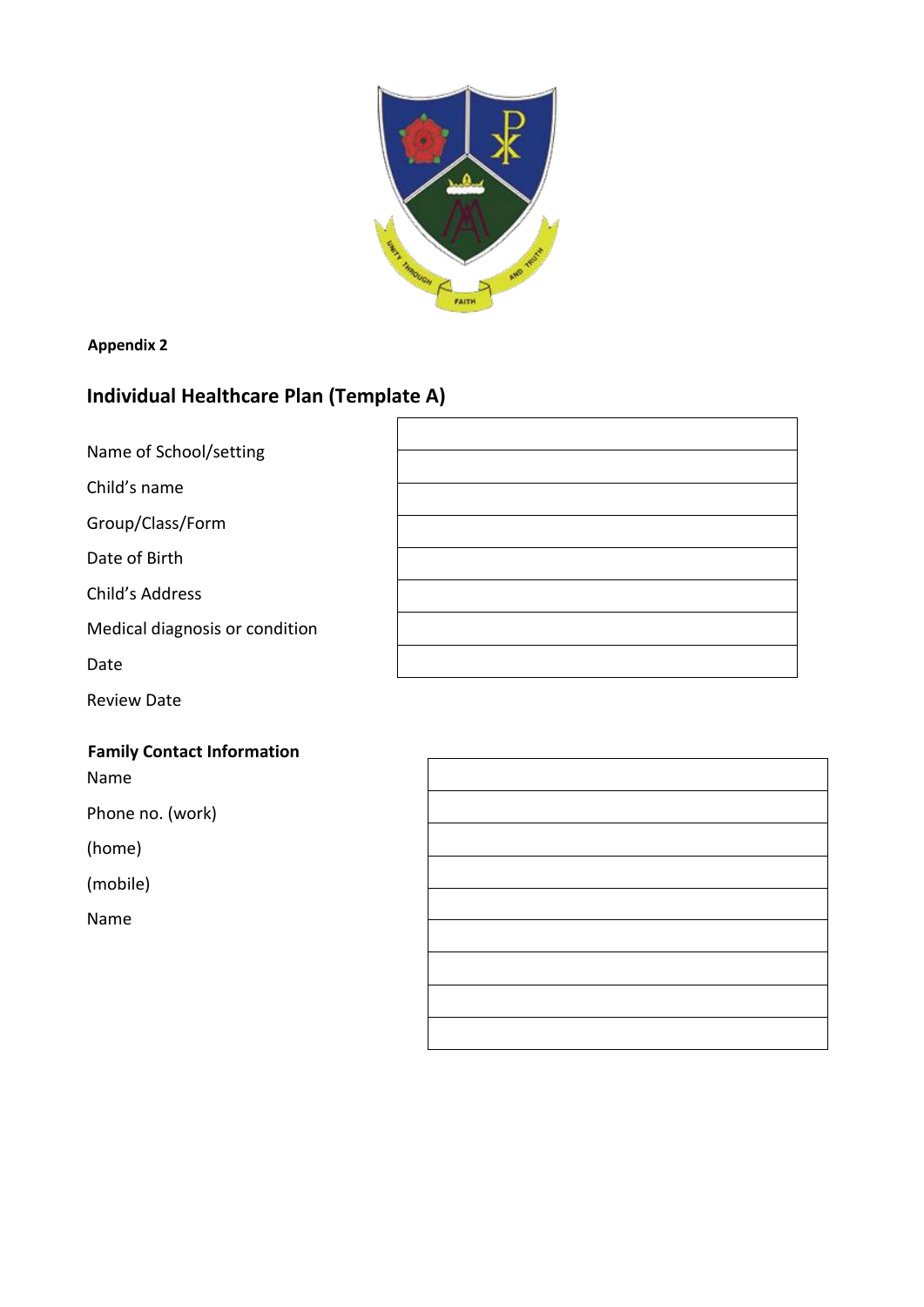**Appendix 2**

## Individual Healthcare Plan (Template A)

| | |
|---|---|
| Name of School/setting | |
| Child’s name | |
| Group/Class/Form | |
| Date of Birth | |
| Child’s Address | |
| Medical diagnosis or condition | |
| Date | |
| Review Date | |

**Family Contact Information**

| | |
|---|---|
| Name | |
| Phone no. (work) | |
| (home) | |
| (mobile) | |
| Name | |
| | |
| | |
| | |
| | |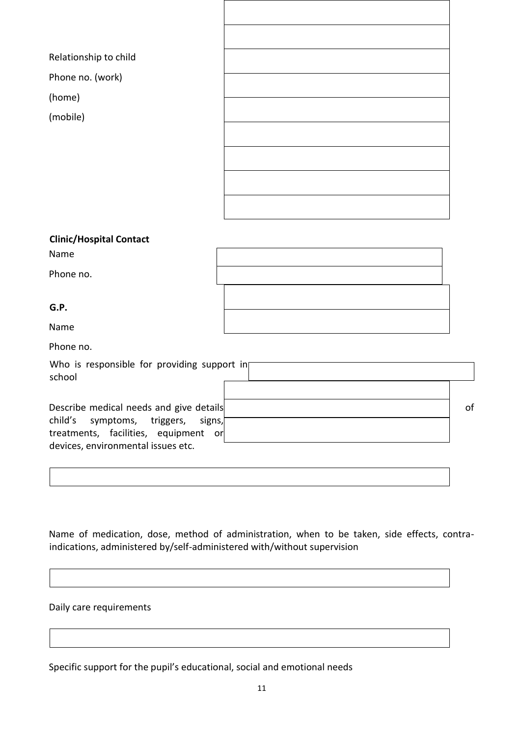| | |
|---|---|
| | |
| | |
| Relationship to child | |
| Phone no. (work) | |
| (home) | |
| (mobile) | |
| | |
| | |
| | |

**Clinic/Hospital Contact**

| | |
|---|---|
| Name | |
| Phone no. | |

**G.P.**

| | |
|---|---|
| Name | |
| Phone no. | |

| | |
|---|---|
| Who is responsible for providing support in school | |

| | |
|---|---|
| Describe medical needs and give details of child's symptoms, triggers, signs, treatments, facilities, equipment or devices, environmental issues etc. | |

| |
|---|
| |

Name of medication, dose, method of administration, when to be taken, side effects, contra-indications, administered by/self-administered with/without supervision

| |
|---|
| |

Daily care requirements

| |
|---|
| |

Specific support for the pupil's educational, social and emotional needs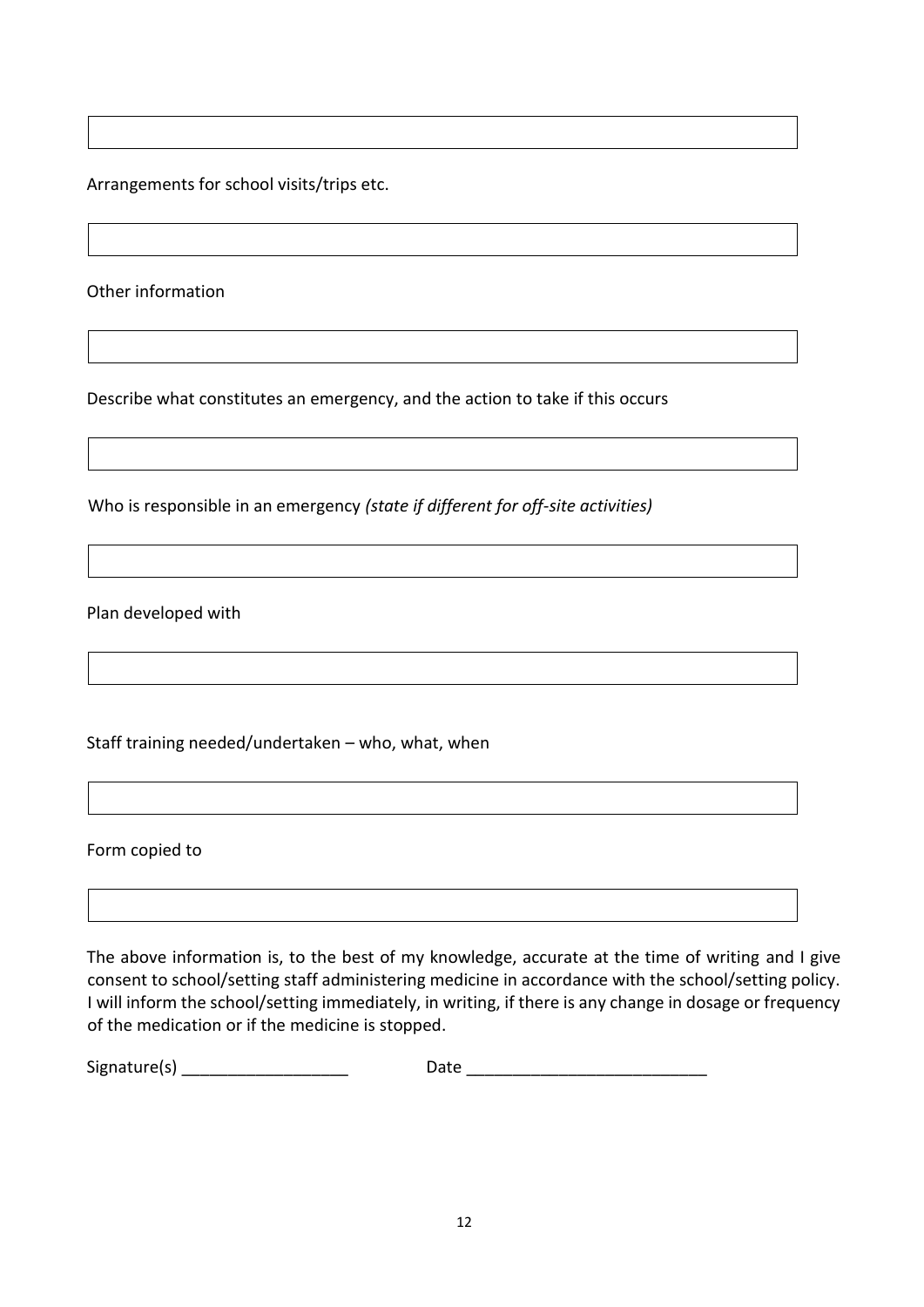Arrangements for school visits/trips etc.

Other information

Describe what constitutes an emergency, and the action to take if this occurs

Who is responsible in an emergency *(state if different for off-site activities)*

Plan developed with

Staff training needed/undertaken – who, what, when

Form copied to

The above information is, to the best of my knowledge, accurate at the time of writing and I give consent to school/setting staff administering medicine in accordance with the school/setting policy. I will inform the school/setting immediately, in writing, if there is any change in dosage or frequency of the medication or if the medicine is stopped.

Signature(s) ___________________ Date ___________________________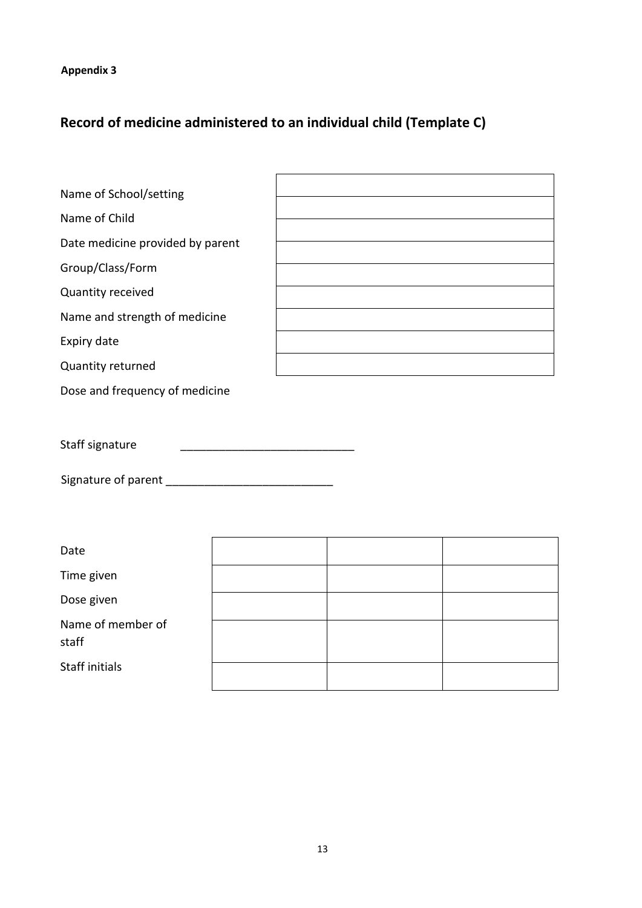**Appendix 3**

## Record of medicine administered to an individual child (Template C)

| | |
|---|---|
| Name of School/setting | |
| Name of Child | |
| Date medicine provided by parent | |
| Group/Class/Form | |
| Quantity received | |
| Name and strength of medicine | |
| Expiry date | |
| Quantity returned | |
| Dose and frequency of medicine | |

Staff signature ____________________________

Signature of parent __________________________

| | | | |
|---|---|---|---|
| Date | | | |
| Time given | | | |
| Dose given | | | |
| Name of member of staff | | | |
| Staff initials | | | |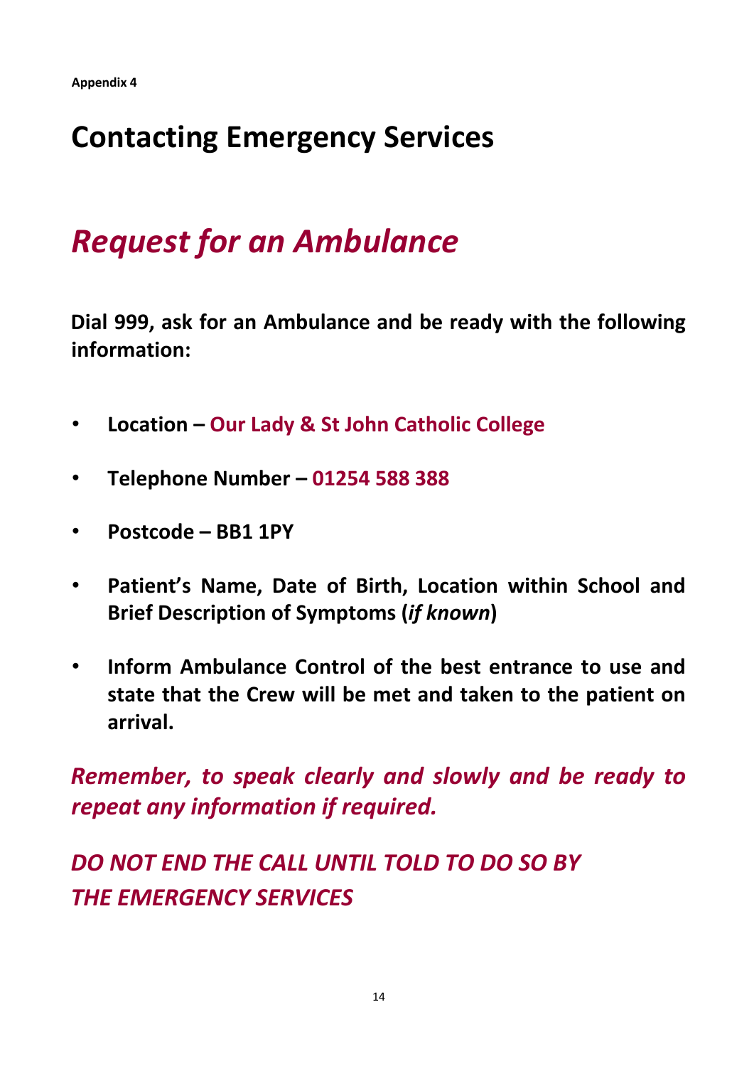**Appendix 4**

# Contacting Emergency Services

## *Request for an Ambulance*

**Dial 999, ask for an Ambulance and be ready with the following information:**

- **Location – Our Lady & St John Catholic College**
- **Telephone Number – 01254 588 388**
- **Postcode – BB1 1PY**
- **Patient's Name, Date of Birth, Location within School and Brief Description of Symptoms (*if known*)**
- **Inform Ambulance Control of the best entrance to use and state that the Crew will be met and taken to the patient on arrival.**

***Remember, to speak clearly and slowly and be ready to repeat any information if required.***

*DO NOT END THE CALL UNTIL TOLD TO DO SO BY THE EMERGENCY SERVICES*